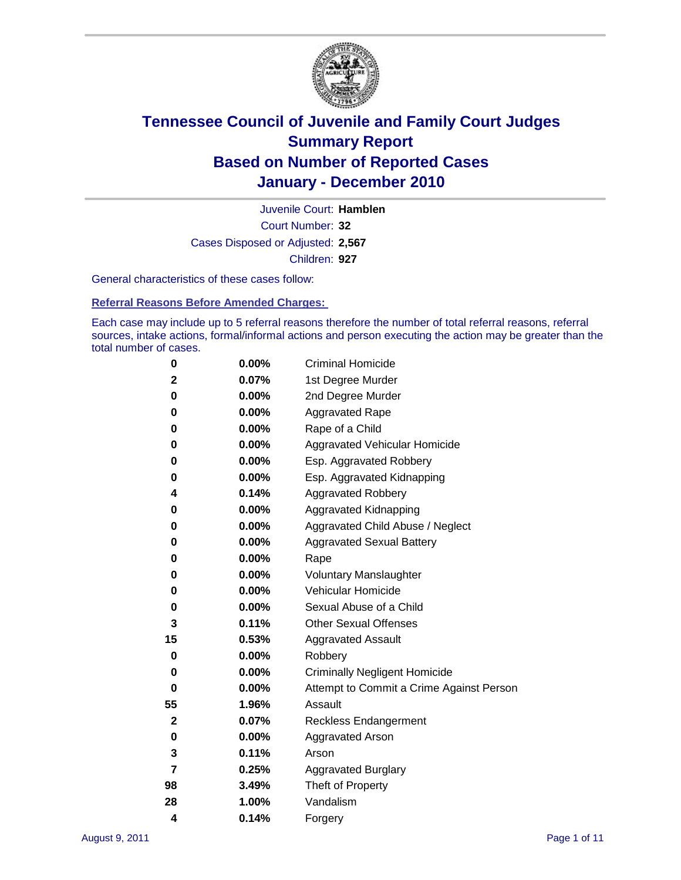# Tennessee Council of Juvenile and Family Court Judges
# Summary Report
# Based on Number of Reported Cases
# January - December 2010

Juvenile Court: **Hamblen**

Court Number: **32**

Cases Disposed or Adjusted: **2,567**

Children: **927**

General characteristics of these cases follow:

**Referral Reasons Before Amended Charges:**

Each case may include up to 5 referral reasons therefore the number of total referral reasons, referral sources, intake actions, formal/informal actions and person executing the action may be greater than the total number of cases.

| | | |
|---|---|---|
| 0 | 0.00% | Criminal Homicide |
| 2 | 0.07% | 1st Degree Murder |
| 0 | 0.00% | 2nd Degree Murder |
| 0 | 0.00% | Aggravated Rape |
| 0 | 0.00% | Rape of a Child |
| 0 | 0.00% | Aggravated Vehicular Homicide |
| 0 | 0.00% | Esp. Aggravated Robbery |
| 0 | 0.00% | Esp. Aggravated Kidnapping |
| 4 | 0.14% | Aggravated Robbery |
| 0 | 0.00% | Aggravated Kidnapping |
| 0 | 0.00% | Aggravated Child Abuse / Neglect |
| 0 | 0.00% | Aggravated Sexual Battery |
| 0 | 0.00% | Rape |
| 0 | 0.00% | Voluntary Manslaughter |
| 0 | 0.00% | Vehicular Homicide |
| 0 | 0.00% | Sexual Abuse of a Child |
| 3 | 0.11% | Other Sexual Offenses |
| 15 | 0.53% | Aggravated Assault |
| 0 | 0.00% | Robbery |
| 0 | 0.00% | Criminally Negligent Homicide |
| 0 | 0.00% | Attempt to Commit a Crime Against Person |
| 55 | 1.96% | Assault |
| 2 | 0.07% | Reckless Endangerment |
| 0 | 0.00% | Aggravated Arson |
| 3 | 0.11% | Arson |
| 7 | 0.25% | Aggravated Burglary |
| 98 | 3.49% | Theft of Property |
| 28 | 1.00% | Vandalism |
| 4 | 0.14% | Forgery |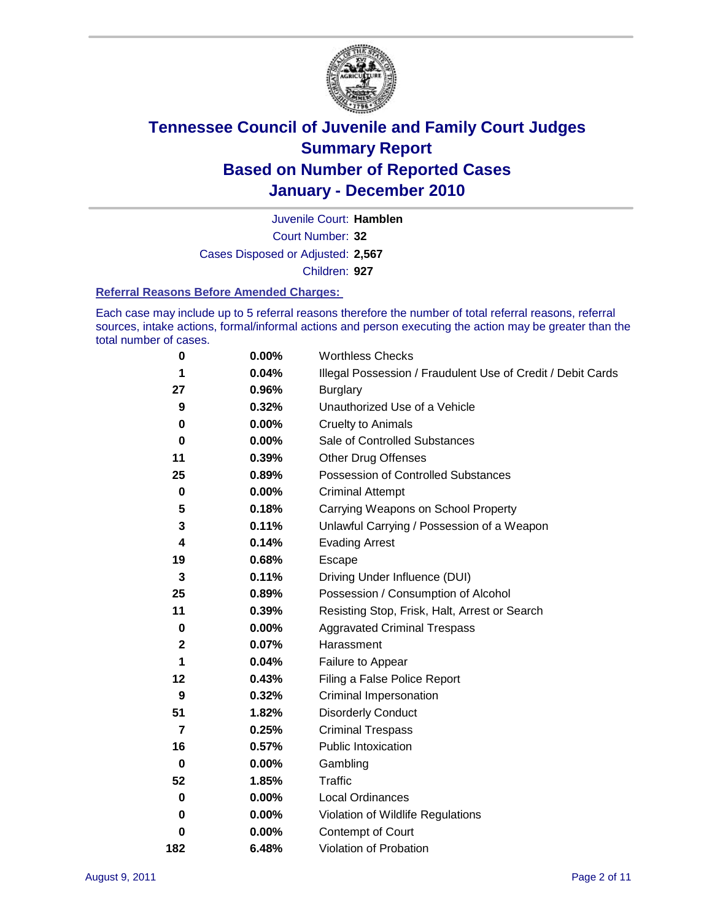# Tennessee Council of Juvenile and Family Court Judges
# Summary Report
# Based on Number of Reported Cases
# January - December 2010

Juvenile Court: **Hamblen**

Court Number: **32**

Cases Disposed or Adjusted: **2,567**

Children: **927**

### Referral Reasons Before Amended Charges:

Each case may include up to 5 referral reasons therefore the number of total referral reasons, referral sources, intake actions, formal/informal actions and person executing the action may be greater than the total number of cases.

| | | |
|---|---|---|
| 0 | 0.00% | Worthless Checks |
| 1 | 0.04% | Illegal Possession / Fraudulent Use of Credit / Debit Cards |
| 27 | 0.96% | Burglary |
| 9 | 0.32% | Unauthorized Use of a Vehicle |
| 0 | 0.00% | Cruelty to Animals |
| 0 | 0.00% | Sale of Controlled Substances |
| 11 | 0.39% | Other Drug Offenses |
| 25 | 0.89% | Possession of Controlled Substances |
| 0 | 0.00% | Criminal Attempt |
| 5 | 0.18% | Carrying Weapons on School Property |
| 3 | 0.11% | Unlawful Carrying / Possession of a Weapon |
| 4 | 0.14% | Evading Arrest |
| 19 | 0.68% | Escape |
| 3 | 0.11% | Driving Under Influence (DUI) |
| 25 | 0.89% | Possession / Consumption of Alcohol |
| 11 | 0.39% | Resisting Stop, Frisk, Halt, Arrest or Search |
| 0 | 0.00% | Aggravated Criminal Trespass |
| 2 | 0.07% | Harassment |
| 1 | 0.04% | Failure to Appear |
| 12 | 0.43% | Filing a False Police Report |
| 9 | 0.32% | Criminal Impersonation |
| 51 | 1.82% | Disorderly Conduct |
| 7 | 0.25% | Criminal Trespass |
| 16 | 0.57% | Public Intoxication |
| 0 | 0.00% | Gambling |
| 52 | 1.85% | Traffic |
| 0 | 0.00% | Local Ordinances |
| 0 | 0.00% | Violation of Wildlife Regulations |
| 0 | 0.00% | Contempt of Court |
| 182 | 6.48% | Violation of Probation |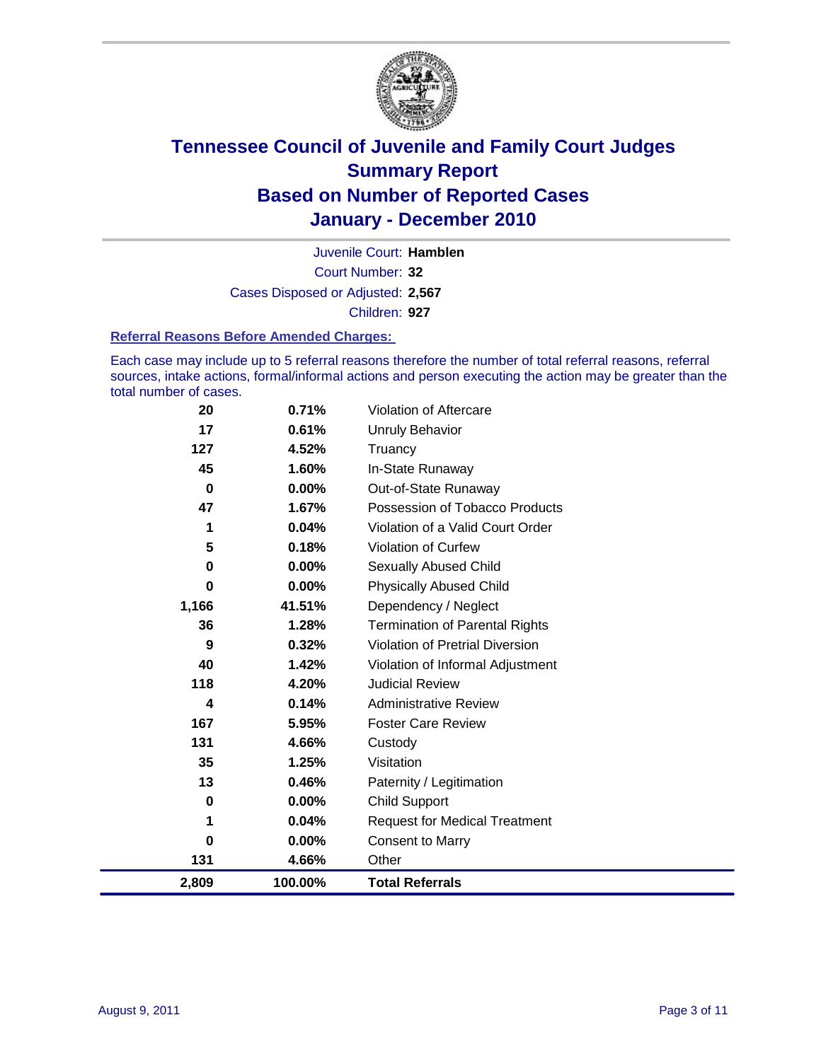# Tennessee Council of Juvenile and Family Court Judges
# Summary Report
# Based on Number of Reported Cases
# January - December 2010

Juvenile Court: **Hamblen**

Court Number: **32**

Cases Disposed or Adjusted: **2,567**

Children: **927**

### Referral Reasons Before Amended Charges:

Each case may include up to 5 referral reasons therefore the number of total referral reasons, referral sources, intake actions, formal/informal actions and person executing the action may be greater than the total number of cases.

| Count | Percent | Referral Reason |
|---|---|---|
| 20 | 0.71% | Violation of Aftercare |
| 17 | 0.61% | Unruly Behavior |
| 127 | 4.52% | Truancy |
| 45 | 1.60% | In-State Runaway |
| 0 | 0.00% | Out-of-State Runaway |
| 47 | 1.67% | Possession of Tobacco Products |
| 1 | 0.04% | Violation of a Valid Court Order |
| 5 | 0.18% | Violation of Curfew |
| 0 | 0.00% | Sexually Abused Child |
| 0 | 0.00% | Physically Abused Child |
| 1,166 | 41.51% | Dependency / Neglect |
| 36 | 1.28% | Termination of Parental Rights |
| 9 | 0.32% | Violation of Pretrial Diversion |
| 40 | 1.42% | Violation of Informal Adjustment |
| 118 | 4.20% | Judicial Review |
| 4 | 0.14% | Administrative Review |
| 167 | 5.95% | Foster Care Review |
| 131 | 4.66% | Custody |
| 35 | 1.25% | Visitation |
| 13 | 0.46% | Paternity / Legitimation |
| 0 | 0.00% | Child Support |
| 1 | 0.04% | Request for Medical Treatment |
| 0 | 0.00% | Consent to Marry |
| 131 | 4.66% | Other |
| **2,809** | **100.00%** | **Total Referrals** |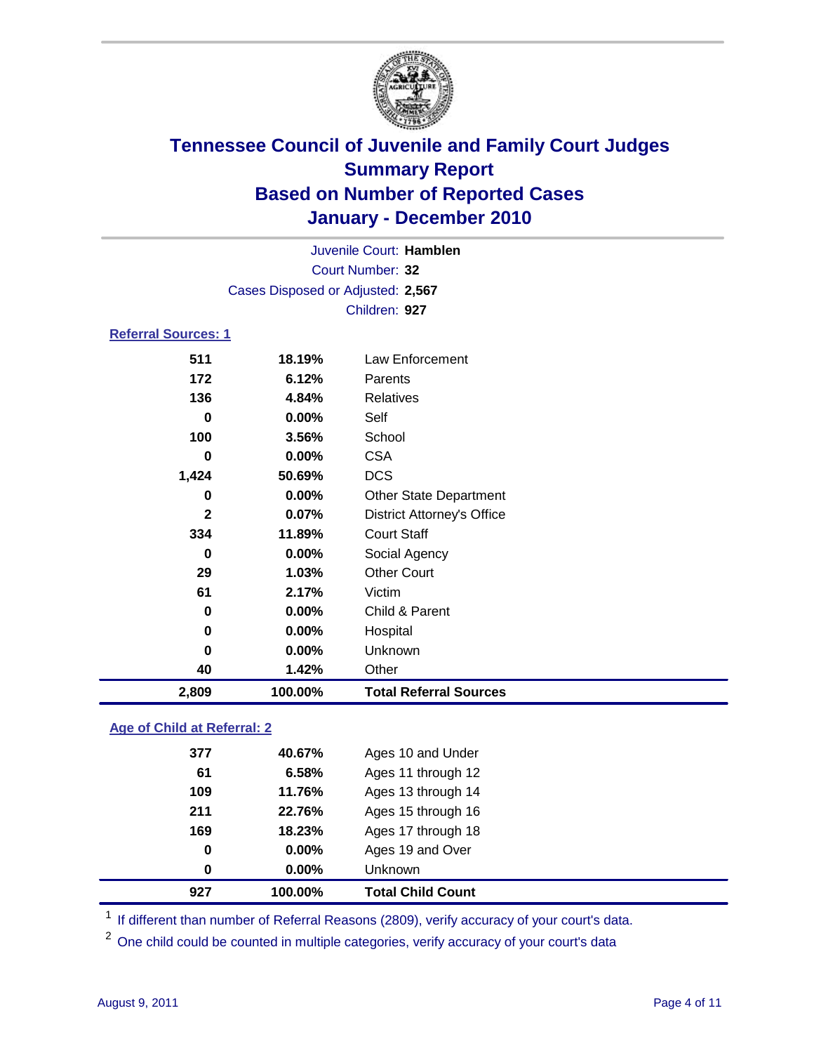# Tennessee Council of Juvenile and Family Court Judges
## Summary Report
## Based on Number of Reported Cases
## January - December 2010

Juvenile Court: **Hamblen**
Court Number: **32**
Cases Disposed or Adjusted: **2,567**
Children: **927**

### Referral Sources: 1

| Count | Percent | Source |
|---|---|---|
| 511 | 18.19% | Law Enforcement |
| 172 | 6.12% | Parents |
| 136 | 4.84% | Relatives |
| 0 | 0.00% | Self |
| 100 | 3.56% | School |
| 0 | 0.00% | CSA |
| 1,424 | 50.69% | DCS |
| 0 | 0.00% | Other State Department |
| 2 | 0.07% | District Attorney's Office |
| 334 | 11.89% | Court Staff |
| 0 | 0.00% | Social Agency |
| 29 | 1.03% | Other Court |
| 61 | 2.17% | Victim |
| 0 | 0.00% | Child & Parent |
| 0 | 0.00% | Hospital |
| 0 | 0.00% | Unknown |
| 40 | 1.42% | Other |
| **2,809** | **100.00%** | **Total Referral Sources** |

### Age of Child at Referral: 2

| Count | Percent | Age |
|---|---|---|
| 377 | 40.67% | Ages 10 and Under |
| 61 | 6.58% | Ages 11 through 12 |
| 109 | 11.76% | Ages 13 through 14 |
| 211 | 22.76% | Ages 15 through 16 |
| 169 | 18.23% | Ages 17 through 18 |
| 0 | 0.00% | Ages 19 and Over |
| 0 | 0.00% | Unknown |
| **927** | **100.00%** | **Total Child Count** |

[1] If different than number of Referral Reasons (2809), verify accuracy of your court's data.

[2] One child could be counted in multiple categories, verify accuracy of your court's data

August 9, 2011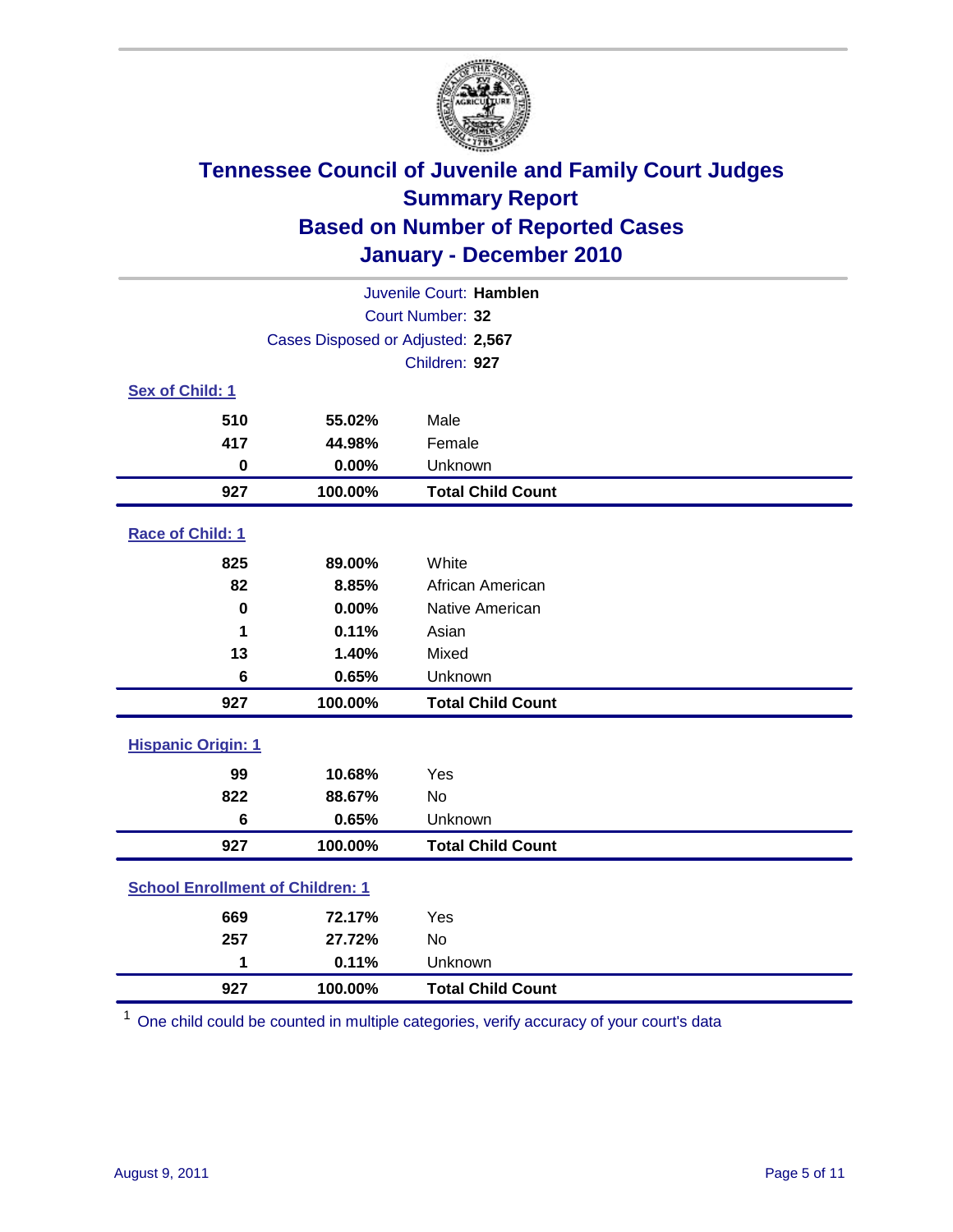# Tennessee Council of Juvenile and Family Court Judges
## Summary Report
## Based on Number of Reported Cases
## January - December 2010

Juvenile Court: **Hamblen**
Court Number: **32**
Cases Disposed or Adjusted: **2,567**
Children: **927**

### Sex of Child: 1

| Count | Percent | Category |
|---|---|---|
| 510 | 55.02% | Male |
| 417 | 44.98% | Female |
| 0 | 0.00% | Unknown |
| **927** | **100.00%** | **Total Child Count** |

### Race of Child: 1

| Count | Percent | Category |
|---|---|---|
| 825 | 89.00% | White |
| 82 | 8.85% | African American |
| 0 | 0.00% | Native American |
| 1 | 0.11% | Asian |
| 13 | 1.40% | Mixed |
| 6 | 0.65% | Unknown |
| **927** | **100.00%** | **Total Child Count** |

### Hispanic Origin: 1

| Count | Percent | Category |
|---|---|---|
| 99 | 10.68% | Yes |
| 822 | 88.67% | No |
| 6 | 0.65% | Unknown |
| **927** | **100.00%** | **Total Child Count** |

### School Enrollment of Children: 1

| Count | Percent | Category |
|---|---|---|
| 669 | 72.17% | Yes |
| 257 | 27.72% | No |
| 1 | 0.11% | Unknown |
| **927** | **100.00%** | **Total Child Count** |

[1] One child could be counted in multiple categories, verify accuracy of your court's data

August 9, 2011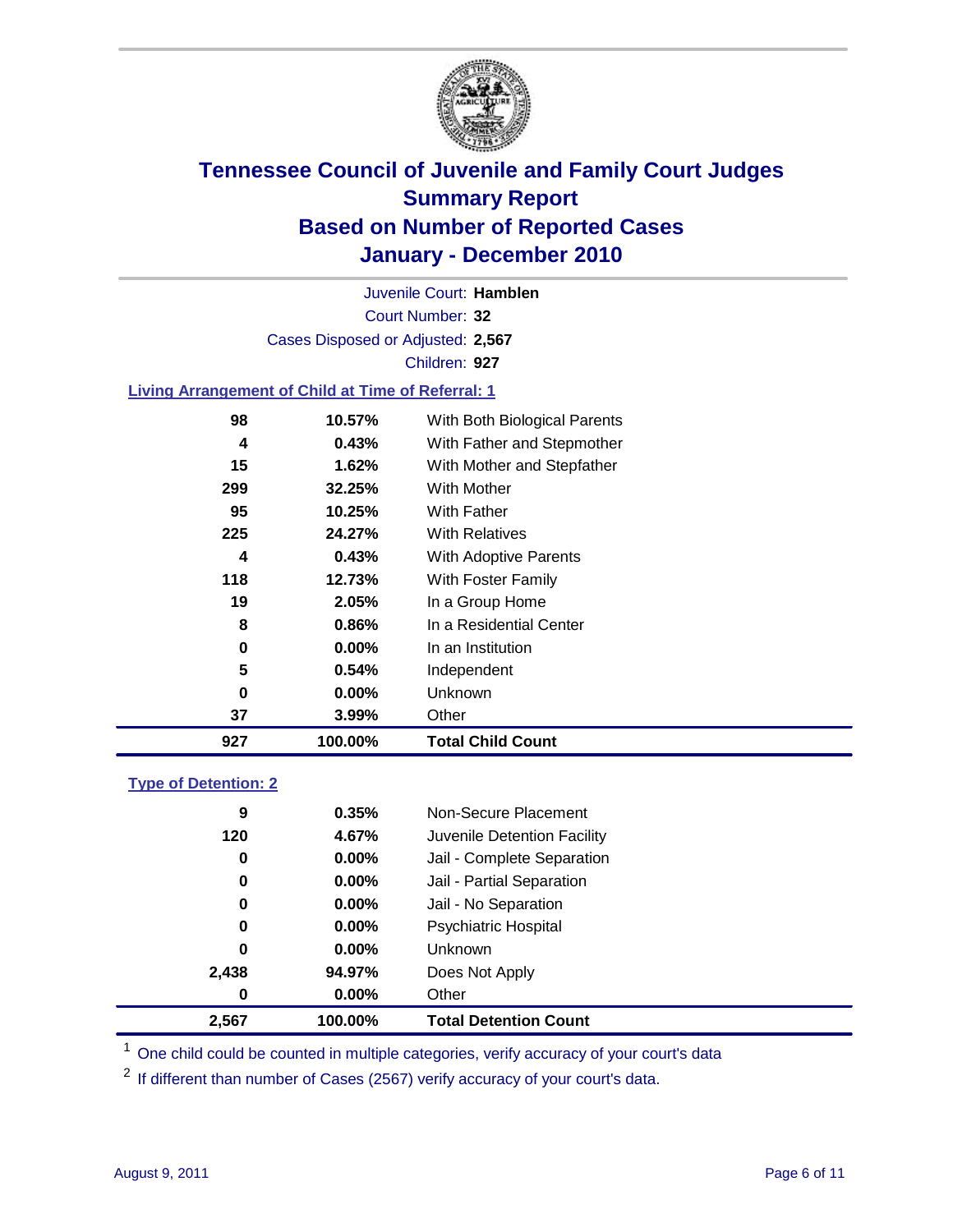# Tennessee Council of Juvenile and Family Court Judges
## Summary Report
## Based on Number of Reported Cases
## January - December 2010

Juvenile Court: **Hamblen**

Court Number: **32**

Cases Disposed or Adjusted: **2,567**

Children: **927**

### Living Arrangement of Child at Time of Referral: 1

| | | |
|---|---|---|
| 98 | 10.57% | With Both Biological Parents |
| 4 | 0.43% | With Father and Stepmother |
| 15 | 1.62% | With Mother and Stepfather |
| 299 | 32.25% | With Mother |
| 95 | 10.25% | With Father |
| 225 | 24.27% | With Relatives |
| 4 | 0.43% | With Adoptive Parents |
| 118 | 12.73% | With Foster Family |
| 19 | 2.05% | In a Group Home |
| 8 | 0.86% | In a Residential Center |
| 0 | 0.00% | In an Institution |
| 5 | 0.54% | Independent |
| 0 | 0.00% | Unknown |
| 37 | 3.99% | Other |
| **927** | **100.00%** | **Total Child Count** |

### Type of Detention: 2

| | | |
|---|---|---|
| 9 | 0.35% | Non-Secure Placement |
| 120 | 4.67% | Juvenile Detention Facility |
| 0 | 0.00% | Jail - Complete Separation |
| 0 | 0.00% | Jail - Partial Separation |
| 0 | 0.00% | Jail - No Separation |
| 0 | 0.00% | Psychiatric Hospital |
| 0 | 0.00% | Unknown |
| 2,438 | 94.97% | Does Not Apply |
| 0 | 0.00% | Other |
| **2,567** | **100.00%** | **Total Detention Count** |

[1] One child could be counted in multiple categories, verify accuracy of your court's data

[2] If different than number of Cases (2567) verify accuracy of your court's data.

August 9, 2011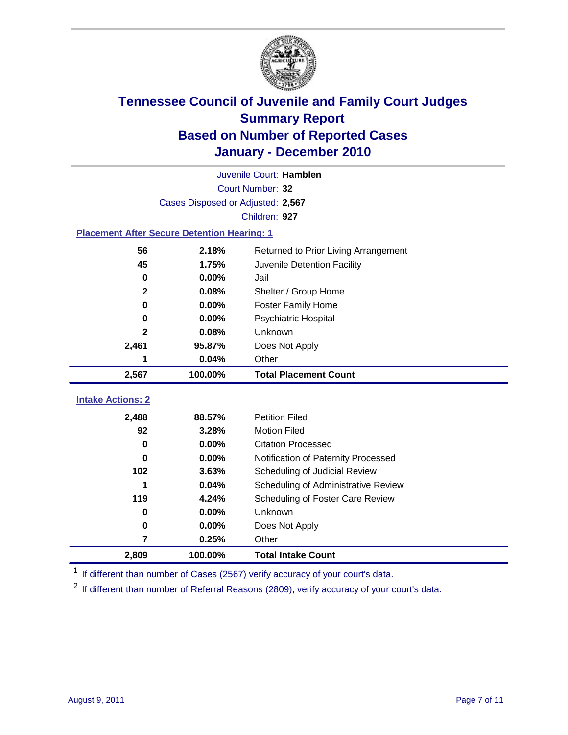# Tennessee Council of Juvenile and Family Court Judges
## Summary Report
## Based on Number of Reported Cases
## January - December 2010

Juvenile Court: **Hamblen**

Court Number: **32**

Cases Disposed or Adjusted: **2,567**

Children: **927**

### Placement After Secure Detention Hearing: 1

| | | |
|---|---|---|
| 56 | 2.18% | Returned to Prior Living Arrangement |
| 45 | 1.75% | Juvenile Detention Facility |
| 0 | 0.00% | Jail |
| 2 | 0.08% | Shelter / Group Home |
| 0 | 0.00% | Foster Family Home |
| 0 | 0.00% | Psychiatric Hospital |
| 2 | 0.08% | Unknown |
| 2,461 | 95.87% | Does Not Apply |
| 1 | 0.04% | Other |
| **2,567** | **100.00%** | **Total Placement Count** |

### Intake Actions: 2

| | | |
|---|---|---|
| 2,488 | 88.57% | Petition Filed |
| 92 | 3.28% | Motion Filed |
| 0 | 0.00% | Citation Processed |
| 0 | 0.00% | Notification of Paternity Processed |
| 102 | 3.63% | Scheduling of Judicial Review |
| 1 | 0.04% | Scheduling of Administrative Review |
| 119 | 4.24% | Scheduling of Foster Care Review |
| 0 | 0.00% | Unknown |
| 0 | 0.00% | Does Not Apply |
| 7 | 0.25% | Other |
| **2,809** | **100.00%** | **Total Intake Count** |

[1] If different than number of Cases (2567) verify accuracy of your court's data.

[2] If different than number of Referral Reasons (2809), verify accuracy of your court's data.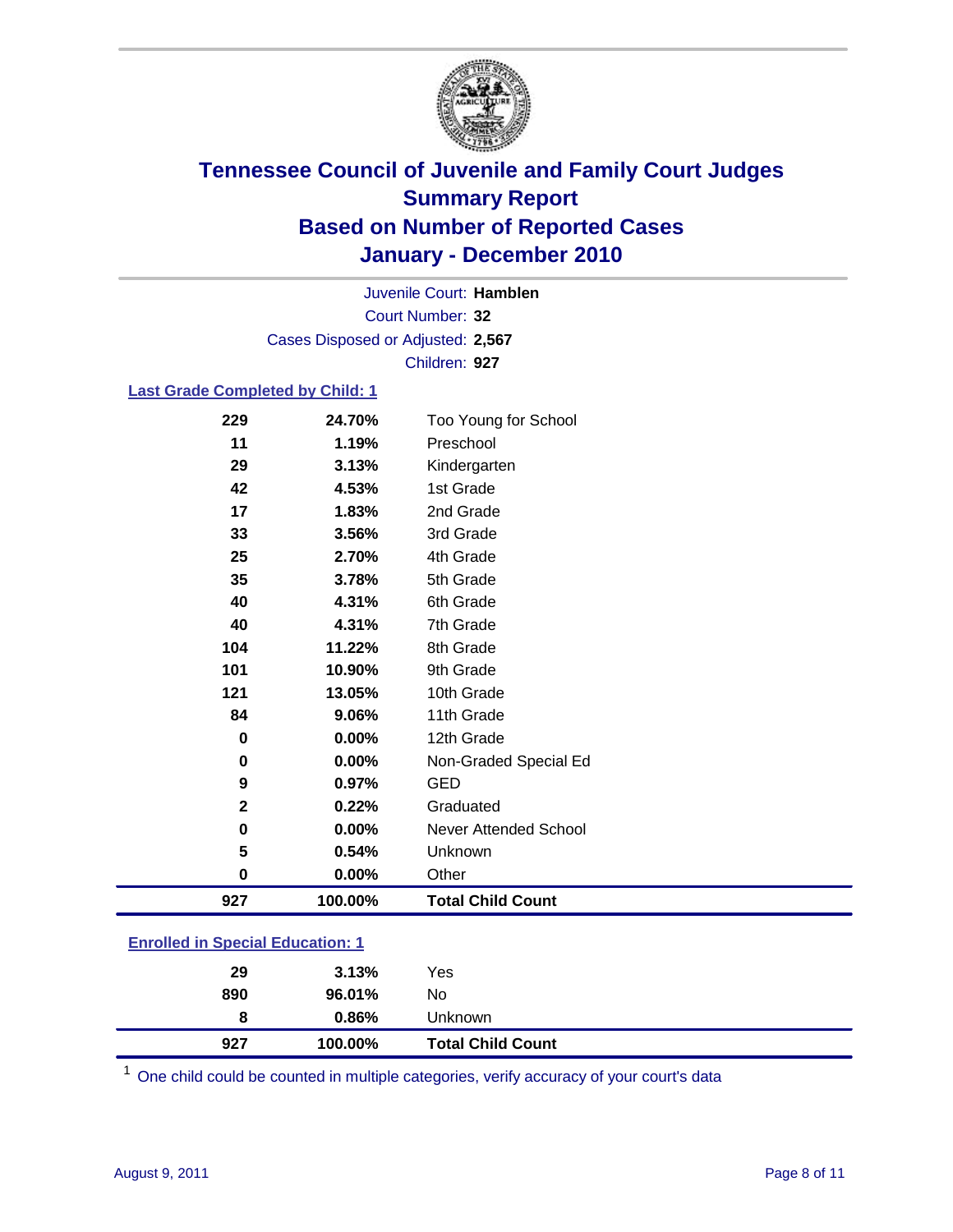# Tennessee Council of Juvenile and Family Court Judges
## Summary Report
## Based on Number of Reported Cases
## January - December 2010

Juvenile Court: **Hamblen**

Court Number: **32**

Cases Disposed or Adjusted: **2,567**

Children: **927**

### Last Grade Completed by Child: 1

| | | |
|---|---|---|
| 229 | 24.70% | Too Young for School |
| 11 | 1.19% | Preschool |
| 29 | 3.13% | Kindergarten |
| 42 | 4.53% | 1st Grade |
| 17 | 1.83% | 2nd Grade |
| 33 | 3.56% | 3rd Grade |
| 25 | 2.70% | 4th Grade |
| 35 | 3.78% | 5th Grade |
| 40 | 4.31% | 6th Grade |
| 40 | 4.31% | 7th Grade |
| 104 | 11.22% | 8th Grade |
| 101 | 10.90% | 9th Grade |
| 121 | 13.05% | 10th Grade |
| 84 | 9.06% | 11th Grade |
| 0 | 0.00% | 12th Grade |
| 0 | 0.00% | Non-Graded Special Ed |
| 9 | 0.97% | GED |
| 2 | 0.22% | Graduated |
| 0 | 0.00% | Never Attended School |
| 5 | 0.54% | Unknown |
| 0 | 0.00% | Other |
| **927** | **100.00%** | **Total Child Count** |

### Enrolled in Special Education: 1

| | | |
|---|---|---|
| 29 | 3.13% | Yes |
| 890 | 96.01% | No |
| 8 | 0.86% | Unknown |
| **927** | **100.00%** | **Total Child Count** |

[1] One child could be counted in multiple categories, verify accuracy of your court's data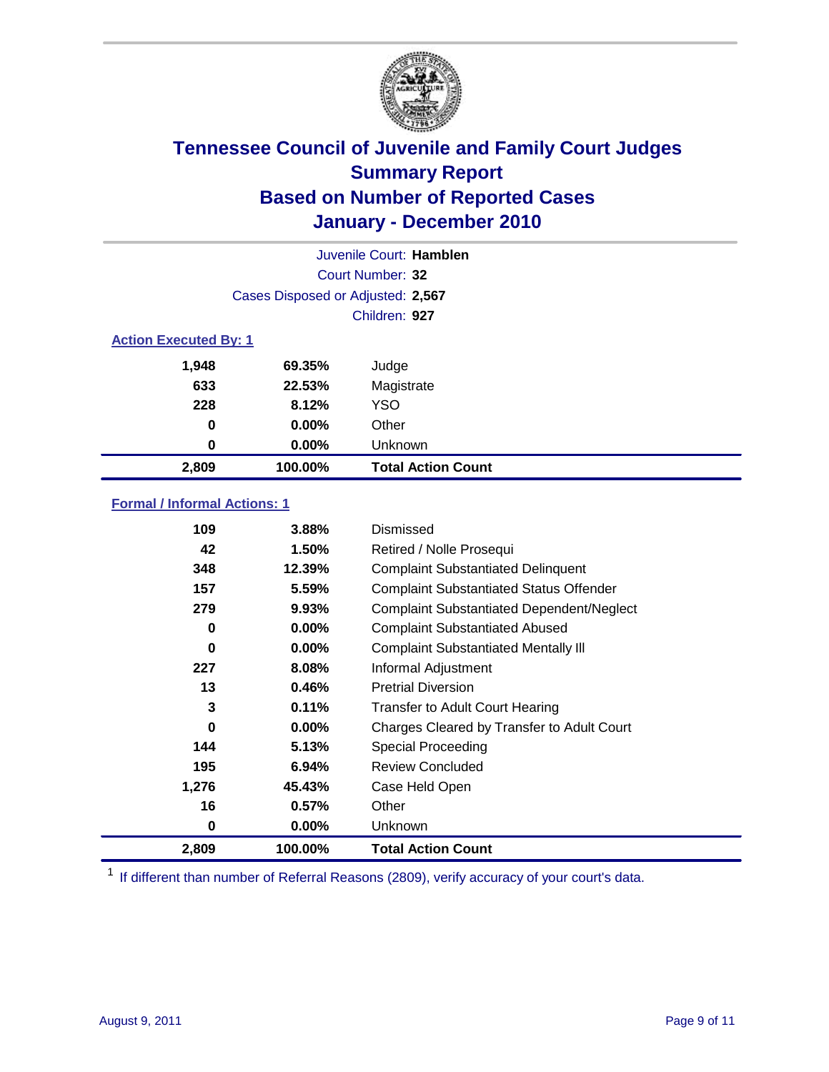# Tennessee Council of Juvenile and Family Court Judges
## Summary Report
## Based on Number of Reported Cases
## January - December 2010

Juvenile Court: **Hamblen**

Court Number: **32**

Cases Disposed or Adjusted: **2,567**

Children: **927**

### Action Executed By: 1

| | | |
|---|---|---|
| 1,948 | 69.35% | Judge |
| 633 | 22.53% | Magistrate |
| 228 | 8.12% | YSO |
| 0 | 0.00% | Other |
| 0 | 0.00% | Unknown |
| **2,809** | **100.00%** | **Total Action Count** |

### Formal / Informal Actions: 1

| | | |
|---|---|---|
| 109 | 3.88% | Dismissed |
| 42 | 1.50% | Retired / Nolle Prosequi |
| 348 | 12.39% | Complaint Substantiated Delinquent |
| 157 | 5.59% | Complaint Substantiated Status Offender |
| 279 | 9.93% | Complaint Substantiated Dependent/Neglect |
| 0 | 0.00% | Complaint Substantiated Abused |
| 0 | 0.00% | Complaint Substantiated Mentally Ill |
| 227 | 8.08% | Informal Adjustment |
| 13 | 0.46% | Pretrial Diversion |
| 3 | 0.11% | Transfer to Adult Court Hearing |
| 0 | 0.00% | Charges Cleared by Transfer to Adult Court |
| 144 | 5.13% | Special Proceeding |
| 195 | 6.94% | Review Concluded |
| 1,276 | 45.43% | Case Held Open |
| 16 | 0.57% | Other |
| 0 | 0.00% | Unknown |
| **2,809** | **100.00%** | **Total Action Count** |

[1] If different than number of Referral Reasons (2809), verify accuracy of your court's data.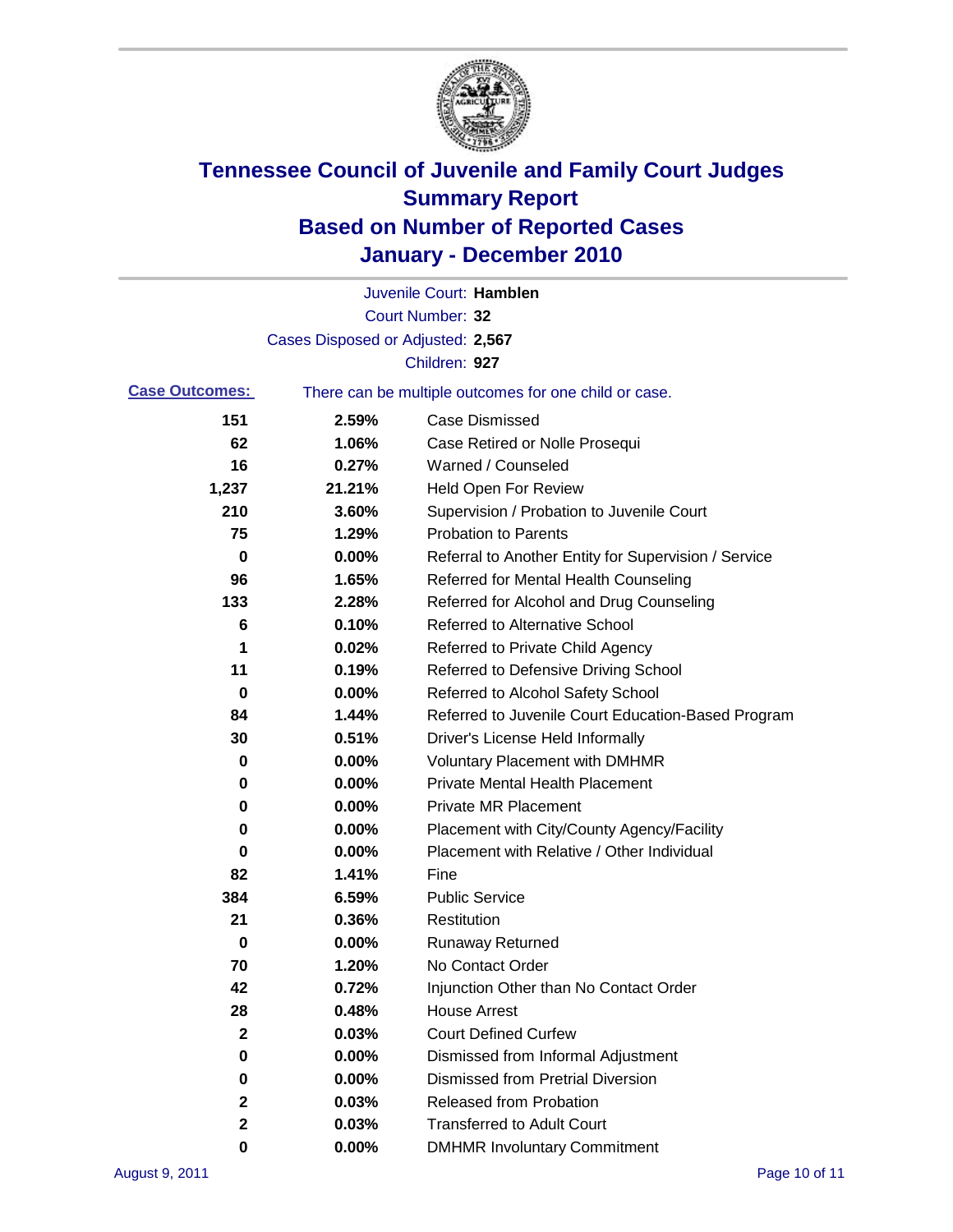# Tennessee Council of Juvenile and Family Court Judges
## Summary Report
## Based on Number of Reported Cases
## January - December 2010

Juvenile Court: **Hamblen**

Court Number: **32**

Cases Disposed or Adjusted: **2,567**

Children: **927**

**Case Outcomes:** There can be multiple outcomes for one child or case.

| Count | Percent | Outcome |
|---|---|---|
| 151 | 2.59% | Case Dismissed |
| 62 | 1.06% | Case Retired or Nolle Prosequi |
| 16 | 0.27% | Warned / Counseled |
| 1,237 | 21.21% | Held Open For Review |
| 210 | 3.60% | Supervision / Probation to Juvenile Court |
| 75 | 1.29% | Probation to Parents |
| 0 | 0.00% | Referral to Another Entity for Supervision / Service |
| 96 | 1.65% | Referred for Mental Health Counseling |
| 133 | 2.28% | Referred for Alcohol and Drug Counseling |
| 6 | 0.10% | Referred to Alternative School |
| 1 | 0.02% | Referred to Private Child Agency |
| 11 | 0.19% | Referred to Defensive Driving School |
| 0 | 0.00% | Referred to Alcohol Safety School |
| 84 | 1.44% | Referred to Juvenile Court Education-Based Program |
| 30 | 0.51% | Driver's License Held Informally |
| 0 | 0.00% | Voluntary Placement with DMHMR |
| 0 | 0.00% | Private Mental Health Placement |
| 0 | 0.00% | Private MR Placement |
| 0 | 0.00% | Placement with City/County Agency/Facility |
| 0 | 0.00% | Placement with Relative / Other Individual |
| 82 | 1.41% | Fine |
| 384 | 6.59% | Public Service |
| 21 | 0.36% | Restitution |
| 0 | 0.00% | Runaway Returned |
| 70 | 1.20% | No Contact Order |
| 42 | 0.72% | Injunction Other than No Contact Order |
| 28 | 0.48% | House Arrest |
| 2 | 0.03% | Court Defined Curfew |
| 0 | 0.00% | Dismissed from Informal Adjustment |
| 0 | 0.00% | Dismissed from Pretrial Diversion |
| 2 | 0.03% | Released from Probation |
| 2 | 0.03% | Transferred to Adult Court |
| 0 | 0.00% | DMHMR Involuntary Commitment |

August 9, 2011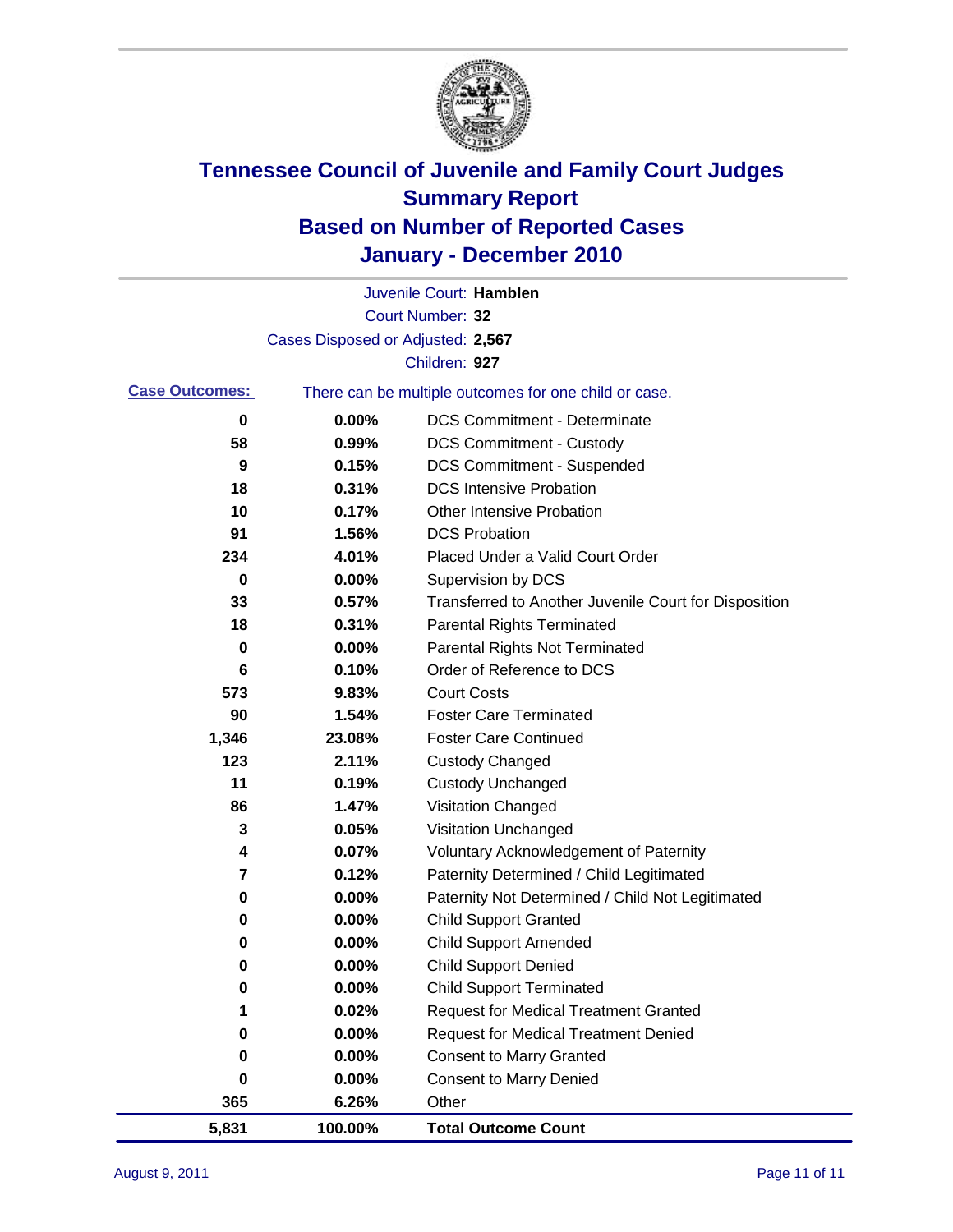# Tennessee Council of Juvenile and Family Court Judges
## Summary Report
## Based on Number of Reported Cases
## January - December 2010

Juvenile Court: **Hamblen**

Court Number: **32**

Cases Disposed or Adjusted: **2,567**

Children: **927**

| Case Outcomes: | There can be multiple outcomes for one child or case. | |
|---|---|---|
| 0 | 0.00% | DCS Commitment - Determinate |
| 58 | 0.99% | DCS Commitment - Custody |
| 9 | 0.15% | DCS Commitment - Suspended |
| 18 | 0.31% | DCS Intensive Probation |
| 10 | 0.17% | Other Intensive Probation |
| 91 | 1.56% | DCS Probation |
| 234 | 4.01% | Placed Under a Valid Court Order |
| 0 | 0.00% | Supervision by DCS |
| 33 | 0.57% | Transferred to Another Juvenile Court for Disposition |
| 18 | 0.31% | Parental Rights Terminated |
| 0 | 0.00% | Parental Rights Not Terminated |
| 6 | 0.10% | Order of Reference to DCS |
| 573 | 9.83% | Court Costs |
| 90 | 1.54% | Foster Care Terminated |
| 1,346 | 23.08% | Foster Care Continued |
| 123 | 2.11% | Custody Changed |
| 11 | 0.19% | Custody Unchanged |
| 86 | 1.47% | Visitation Changed |
| 3 | 0.05% | Visitation Unchanged |
| 4 | 0.07% | Voluntary Acknowledgement of Paternity |
| 7 | 0.12% | Paternity Determined / Child Legitimated |
| 0 | 0.00% | Paternity Not Determined / Child Not Legitimated |
| 0 | 0.00% | Child Support Granted |
| 0 | 0.00% | Child Support Amended |
| 0 | 0.00% | Child Support Denied |
| 0 | 0.00% | Child Support Terminated |
| 1 | 0.02% | Request for Medical Treatment Granted |
| 0 | 0.00% | Request for Medical Treatment Denied |
| 0 | 0.00% | Consent to Marry Granted |
| 0 | 0.00% | Consent to Marry Denied |
| 365 | 6.26% | Other |
| **5,831** | **100.00%** | **Total Outcome Count** |